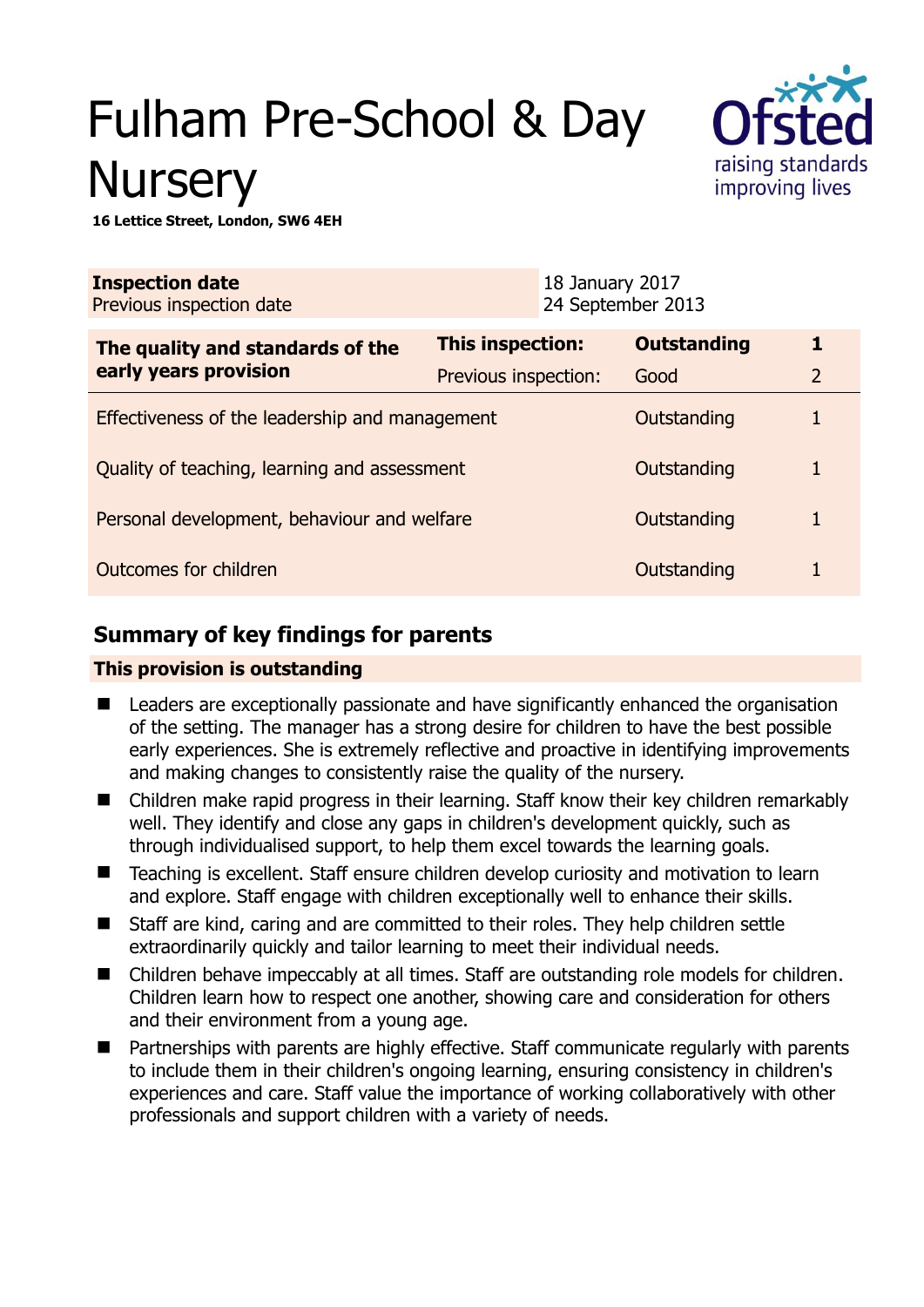# Fulham Pre-School & Day Nursery

**16 Lettice Street, London, SW6 4EH**

| | |
|---|---|
| **Inspection date** | 18 January 2017 |
| Previous inspection date | 24 September 2013 |

| **The quality and standards of the early years provision** | **This inspection:** | **Outstanding** | **1** |
|---|---|---|---|
| | Previous inspection: | Good | 2 |
| Effectiveness of the leadership and management | | Outstanding | 1 |
| Quality of teaching, learning and assessment | | Outstanding | 1 |
| Personal development, behaviour and welfare | | Outstanding | 1 |
| Outcomes for children | | Outstanding | 1 |

## Summary of key findings for parents

**This provision is outstanding**

- Leaders are exceptionally passionate and have significantly enhanced the organisation of the setting. The manager has a strong desire for children to have the best possible early experiences. She is extremely reflective and proactive in identifying improvements and making changes to consistently raise the quality of the nursery.
- Children make rapid progress in their learning. Staff know their key children remarkably well. They identify and close any gaps in children's development quickly, such as through individualised support, to help them excel towards the learning goals.
- Teaching is excellent. Staff ensure children develop curiosity and motivation to learn and explore. Staff engage with children exceptionally well to enhance their skills.
- Staff are kind, caring and are committed to their roles. They help children settle extraordinarily quickly and tailor learning to meet their individual needs.
- Children behave impeccably at all times. Staff are outstanding role models for children. Children learn how to respect one another, showing care and consideration for others and their environment from a young age.
- Partnerships with parents are highly effective. Staff communicate regularly with parents to include them in their children's ongoing learning, ensuring consistency in children's experiences and care. Staff value the importance of working collaboratively with other professionals and support children with a variety of needs.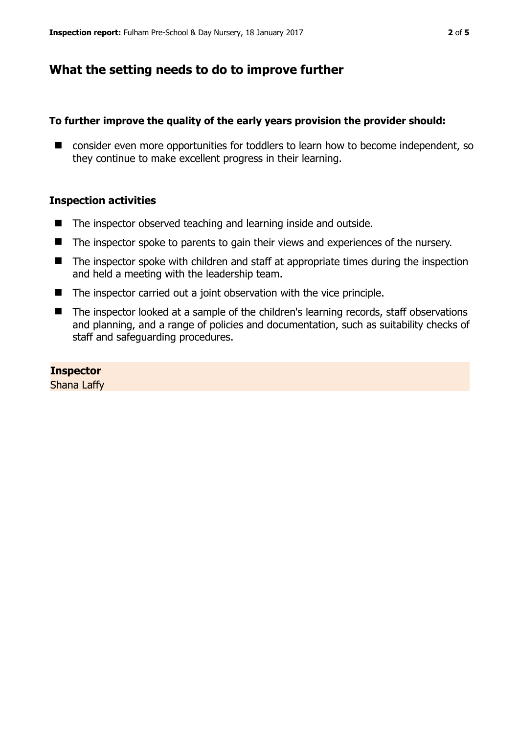## What the setting needs to do to improve further

**To further improve the quality of the early years provision the provider should:**

- consider even more opportunities for toddlers to learn how to become independent, so they continue to make excellent progress in their learning.

### Inspection activities

- The inspector observed teaching and learning inside and outside.
- The inspector spoke to parents to gain their views and experiences of the nursery.
- The inspector spoke with children and staff at appropriate times during the inspection and held a meeting with the leadership team.
- The inspector carried out a joint observation with the vice principle.
- The inspector looked at a sample of the children's learning records, staff observations and planning, and a range of policies and documentation, such as suitability checks of staff and safeguarding procedures.

**Inspector**
Shana Laffy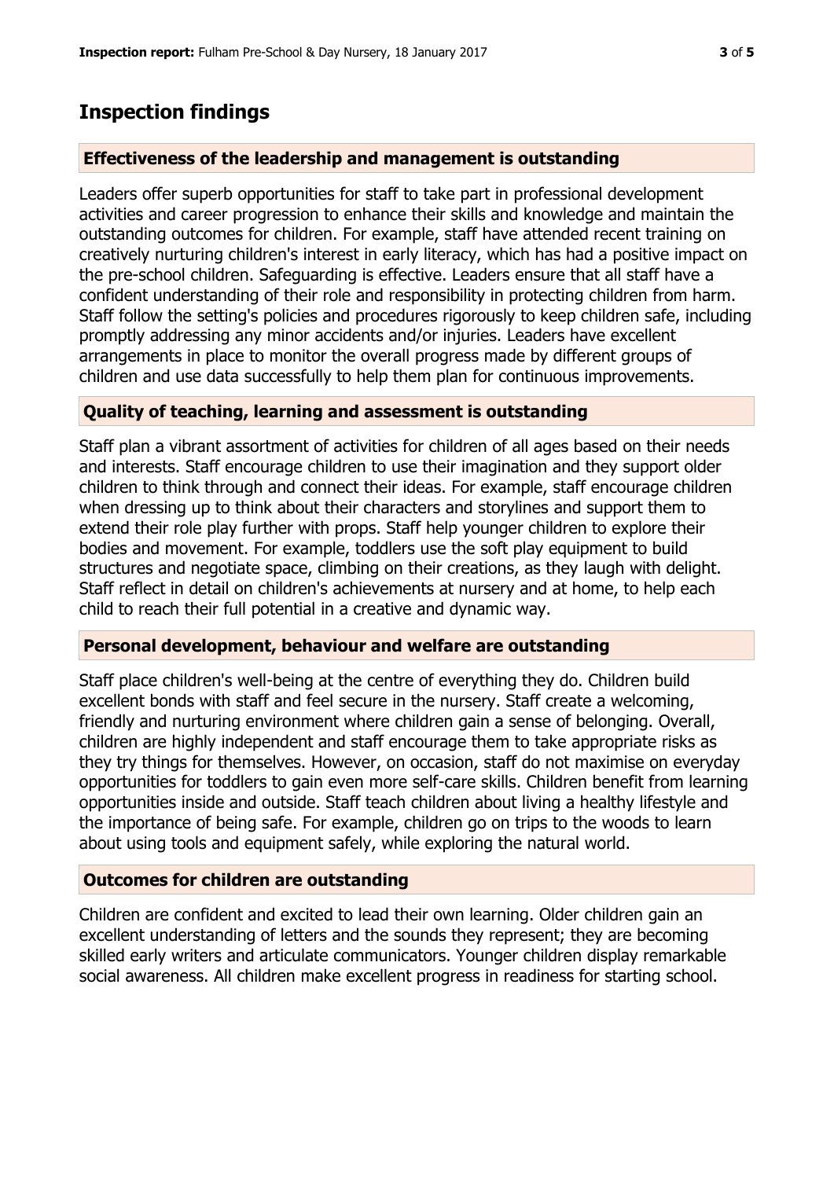## Inspection findings

### Effectiveness of the leadership and management is outstanding

Leaders offer superb opportunities for staff to take part in professional development activities and career progression to enhance their skills and knowledge and maintain the outstanding outcomes for children. For example, staff have attended recent training on creatively nurturing children's interest in early literacy, which has had a positive impact on the pre-school children. Safeguarding is effective. Leaders ensure that all staff have a confident understanding of their role and responsibility in protecting children from harm. Staff follow the setting's policies and procedures rigorously to keep children safe, including promptly addressing any minor accidents and/or injuries. Leaders have excellent arrangements in place to monitor the overall progress made by different groups of children and use data successfully to help them plan for continuous improvements.

### Quality of teaching, learning and assessment is outstanding

Staff plan a vibrant assortment of activities for children of all ages based on their needs and interests. Staff encourage children to use their imagination and they support older children to think through and connect their ideas. For example, staff encourage children when dressing up to think about their characters and storylines and support them to extend their role play further with props. Staff help younger children to explore their bodies and movement. For example, toddlers use the soft play equipment to build structures and negotiate space, climbing on their creations, as they laugh with delight. Staff reflect in detail on children's achievements at nursery and at home, to help each child to reach their full potential in a creative and dynamic way.

### Personal development, behaviour and welfare are outstanding

Staff place children's well-being at the centre of everything they do. Children build excellent bonds with staff and feel secure in the nursery. Staff create a welcoming, friendly and nurturing environment where children gain a sense of belonging. Overall, children are highly independent and staff encourage them to take appropriate risks as they try things for themselves. However, on occasion, staff do not maximise on everyday opportunities for toddlers to gain even more self-care skills. Children benefit from learning opportunities inside and outside. Staff teach children about living a healthy lifestyle and the importance of being safe. For example, children go on trips to the woods to learn about using tools and equipment safely, while exploring the natural world.

### Outcomes for children are outstanding

Children are confident and excited to lead their own learning. Older children gain an excellent understanding of letters and the sounds they represent; they are becoming skilled early writers and articulate communicators. Younger children display remarkable social awareness. All children make excellent progress in readiness for starting school.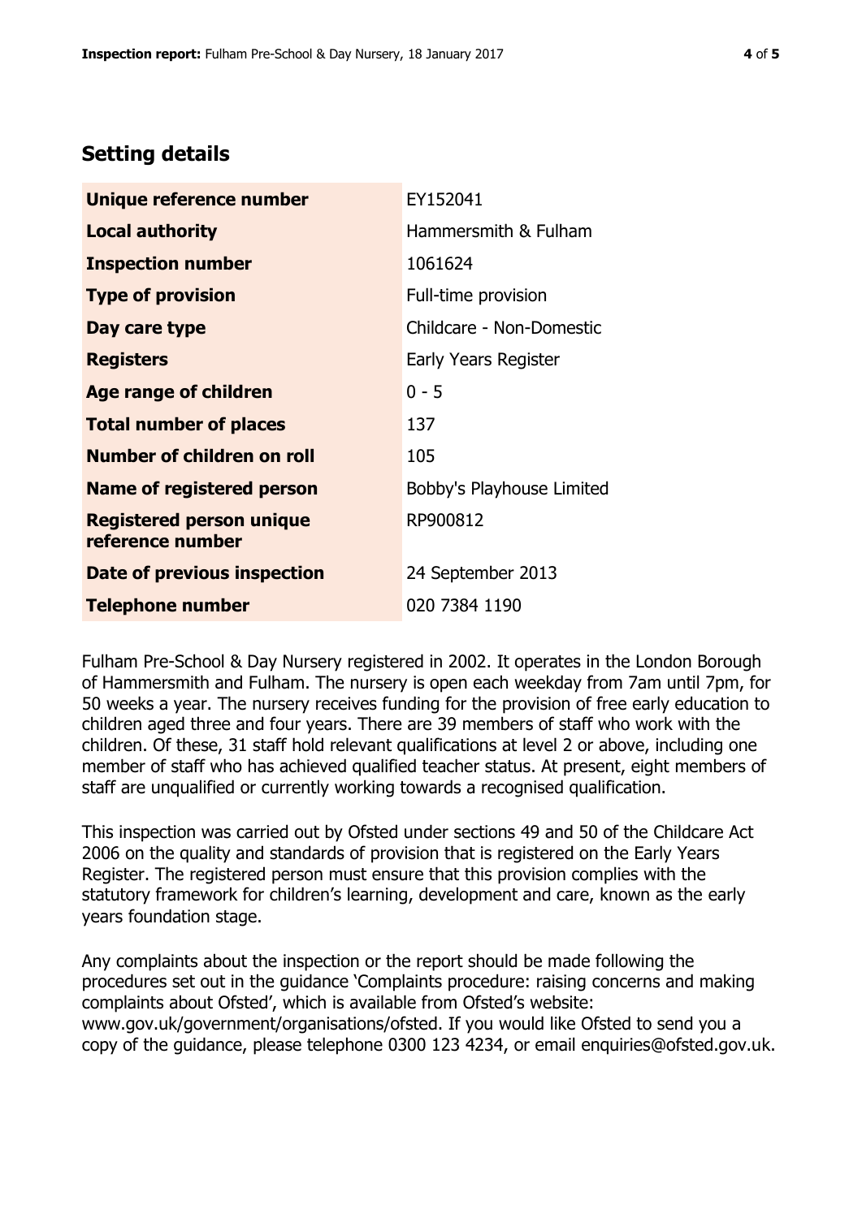## Setting details

| | |
|---|---|
| **Unique reference number** | EY152041 |
| **Local authority** | Hammersmith & Fulham |
| **Inspection number** | 1061624 |
| **Type of provision** | Full-time provision |
| **Day care type** | Childcare - Non-Domestic |
| **Registers** | Early Years Register |
| **Age range of children** | 0 - 5 |
| **Total number of places** | 137 |
| **Number of children on roll** | 105 |
| **Name of registered person** | Bobby's Playhouse Limited |
| **Registered person unique reference number** | RP900812 |
| **Date of previous inspection** | 24 September 2013 |
| **Telephone number** | 020 7384 1190 |

Fulham Pre-School & Day Nursery registered in 2002. It operates in the London Borough of Hammersmith and Fulham. The nursery is open each weekday from 7am until 7pm, for 50 weeks a year. The nursery receives funding for the provision of free early education to children aged three and four years. There are 39 members of staff who work with the children. Of these, 31 staff hold relevant qualifications at level 2 or above, including one member of staff who has achieved qualified teacher status. At present, eight members of staff are unqualified or currently working towards a recognised qualification.

This inspection was carried out by Ofsted under sections 49 and 50 of the Childcare Act 2006 on the quality and standards of provision that is registered on the Early Years Register. The registered person must ensure that this provision complies with the statutory framework for children's learning, development and care, known as the early years foundation stage.

Any complaints about the inspection or the report should be made following the procedures set out in the guidance 'Complaints procedure: raising concerns and making complaints about Ofsted', which is available from Ofsted's website: www.gov.uk/government/organisations/ofsted. If you would like Ofsted to send you a copy of the guidance, please telephone 0300 123 4234, or email enquiries@ofsted.gov.uk.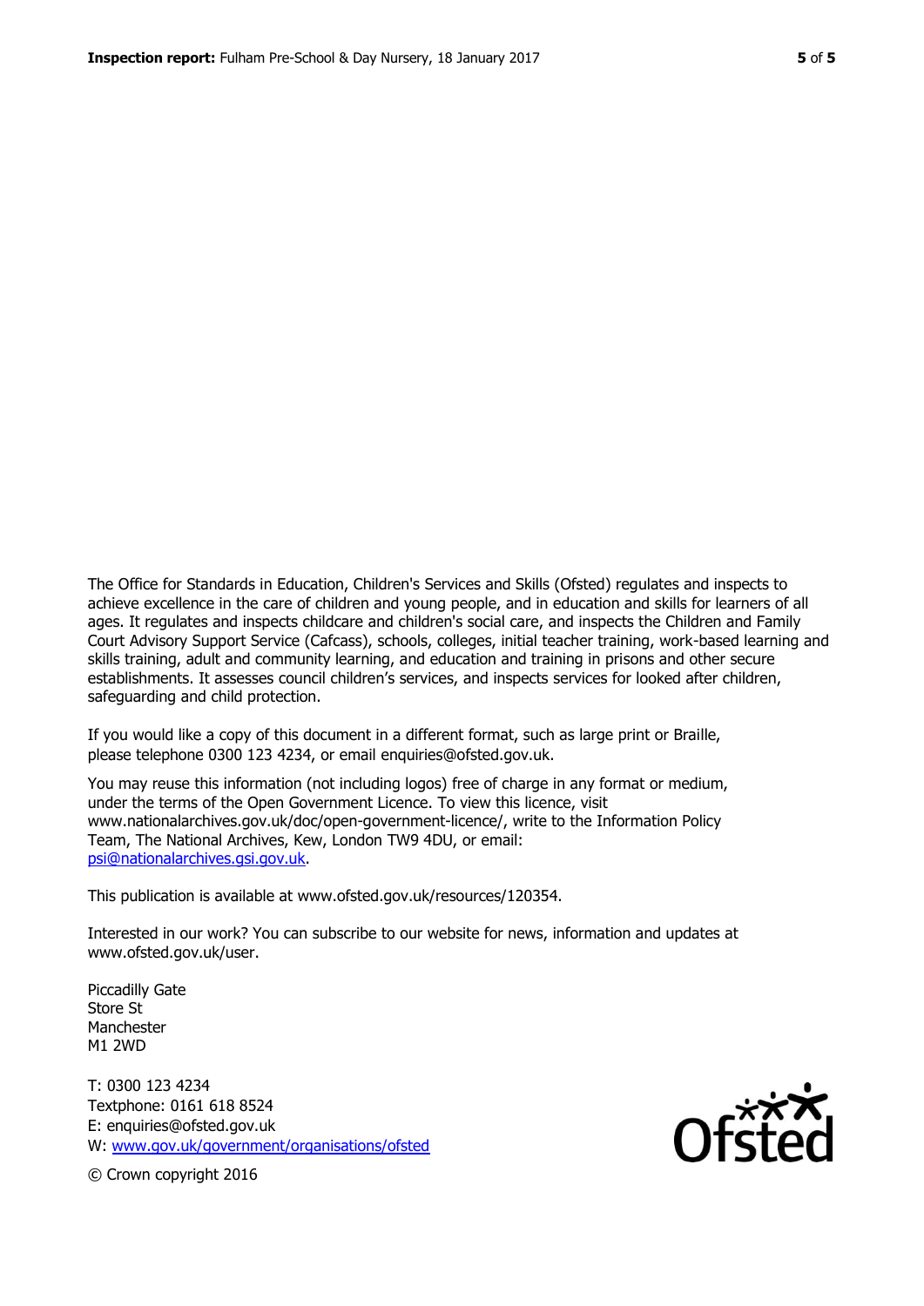The Office for Standards in Education, Children's Services and Skills (Ofsted) regulates and inspects to achieve excellence in the care of children and young people, and in education and skills for learners of all ages. It regulates and inspects childcare and children's social care, and inspects the Children and Family Court Advisory Support Service (Cafcass), schools, colleges, initial teacher training, work-based learning and skills training, adult and community learning, and education and training in prisons and other secure establishments. It assesses council children's services, and inspects services for looked after children, safeguarding and child protection.

If you would like a copy of this document in a different format, such as large print or Braille, please telephone 0300 123 4234, or email enquiries@ofsted.gov.uk.

You may reuse this information (not including logos) free of charge in any format or medium, under the terms of the Open Government Licence. To view this licence, visit www.nationalarchives.gov.uk/doc/open-government-licence/, write to the Information Policy Team, The National Archives, Kew, London TW9 4DU, or email: psi@nationalarchives.gsi.gov.uk.

This publication is available at www.ofsted.gov.uk/resources/120354.

Interested in our work? You can subscribe to our website for news, information and updates at www.ofsted.gov.uk/user.

Piccadilly Gate
Store St
Manchester
M1 2WD

T: 0300 123 4234
Textphone: 0161 618 8524
E: enquiries@ofsted.gov.uk
W: www.gov.uk/government/organisations/ofsted

© Crown copyright 2016

Ofsted